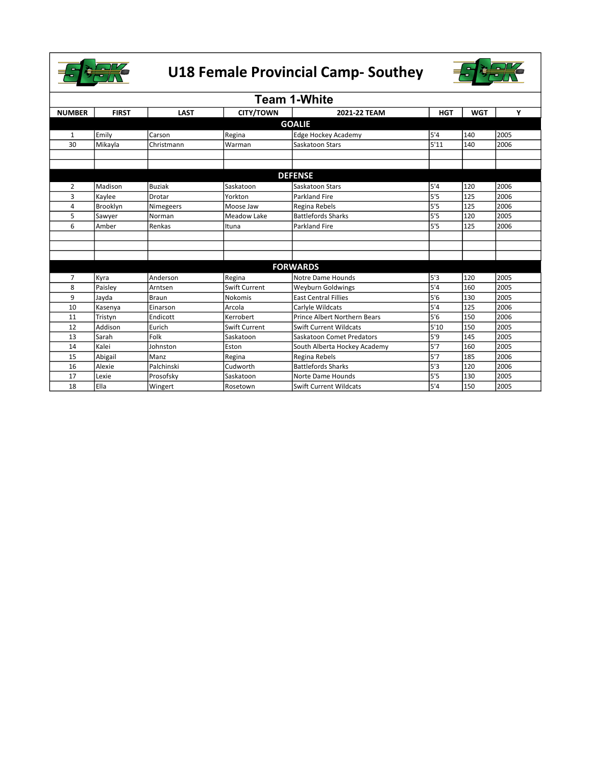# U18 Female Provincial Camp- Southey

## Team 1-White

| NUMBER | FIRST | LAST | CITY/TOWN | 2021-22 TEAM | HGT | WGT | Y |
|---|---|---|---|---|---|---|---|
| **GOALIE** | | | | | | | |
| 1 | Emily | Carson | Regina | Edge Hockey Academy | 5'4 | 140 | 2005 |
| 30 | Mikayla | Christmann | Warman | Saskatoon Stars | 5'11 | 140 | 2006 |
| | | | | | | | |
| | | | | | | | |
| **DEFENSE** | | | | | | | |
| 2 | Madison | Buziak | Saskatoon | Saskatoon Stars | 5'4 | 120 | 2006 |
| 3 | Kaylee | Drotar | Yorkton | Parkland Fire | 5'5 | 125 | 2006 |
| 4 | Brooklyn | Nimegeers | Moose Jaw | Regina Rebels | 5'5 | 125 | 2006 |
| 5 | Sawyer | Norman | Meadow Lake | Battlefords Sharks | 5'5 | 120 | 2005 |
| 6 | Amber | Renkas | Ituna | Parkland Fire | 5'5 | 125 | 2006 |
| | | | | | | | |
| | | | | | | | |
| | | | | | | | |
| **FORWARDS** | | | | | | | |
| 7 | Kyra | Anderson | Regina | Notre Dame Hounds | 5'3 | 120 | 2005 |
| 8 | Paisley | Arntsen | Swift Current | Weyburn Goldwings | 5'4 | 160 | 2005 |
| 9 | Jayda | Braun | Nokomis | East Central Fillies | 5'6 | 130 | 2005 |
| 10 | Kasenya | Einarson | Arcola | Carlyle Wildcats | 5'4 | 125 | 2006 |
| 11 | Tristyn | Endicott | Kerrobert | Prince Albert Northern Bears | 5'6 | 150 | 2006 |
| 12 | Addison | Eurich | Swift Current | Swift Current Wildcats | 5'10 | 150 | 2005 |
| 13 | Sarah | Folk | Saskatoon | Saskatoon Comet Predators | 5'9 | 145 | 2005 |
| 14 | Kalei | Johnston | Eston | South Alberta Hockey Academy | 5'7 | 160 | 2005 |
| 15 | Abigail | Manz | Regina | Regina Rebels | 5'7 | 185 | 2006 |
| 16 | Alexie | Palchinski | Cudworth | Battlefords Sharks | 5'3 | 120 | 2006 |
| 17 | Lexie | Prosofsky | Saskatoon | Norte Dame Hounds | 5'5 | 130 | 2005 |
| 18 | Ella | Wingert | Rosetown | Swift Current Wildcats | 5'4 | 150 | 2005 |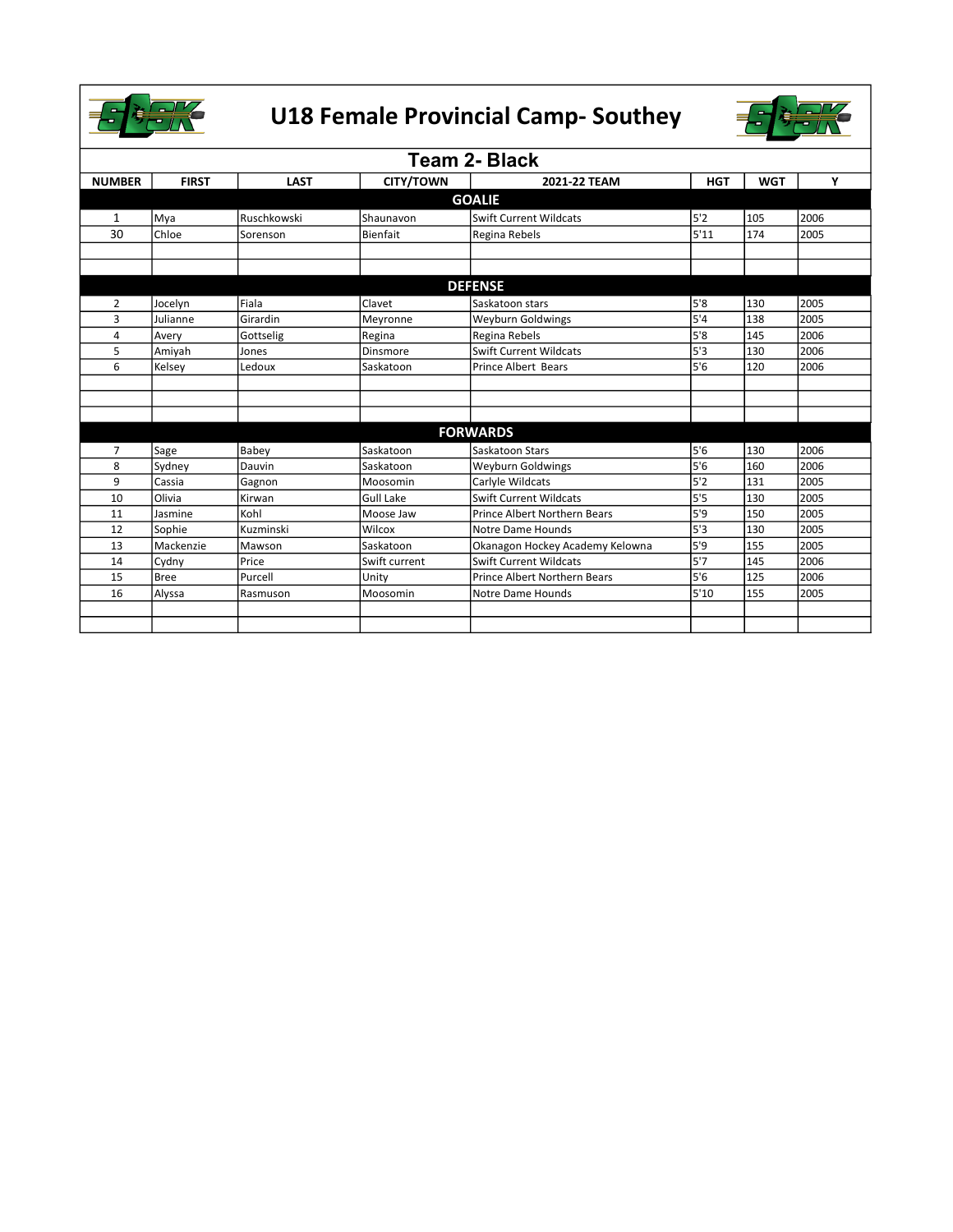# U18 Female Provincial Camp- Southey

## Team 2- Black

| NUMBER | FIRST | LAST | CITY/TOWN | 2021-22 TEAM | HGT | WGT | Y |
|---|---|---|---|---|---|---|---|
| **GOALIE** | | | | | | | |
| 1 | Mya | Ruschkowski | Shaunavon | Swift Current Wildcats | 5'2 | 105 | 2006 |
| 30 | Chloe | Sorenson | Bienfait | Regina Rebels | 5'11 | 174 | 2005 |
| | | | | | | | |
| | | | | | | | |
| **DEFENSE** | | | | | | | |
| 2 | Jocelyn | Fiala | Clavet | Saskatoon stars | 5'8 | 130 | 2005 |
| 3 | Julianne | Girardin | Meyronne | Weyburn Goldwings | 5'4 | 138 | 2005 |
| 4 | Avery | Gottselig | Regina | Regina Rebels | 5'8 | 145 | 2006 |
| 5 | Amiyah | Jones | Dinsmore | Swift Current Wildcats | 5'3 | 130 | 2006 |
| 6 | Kelsey | Ledoux | Saskatoon | Prince Albert Bears | 5'6 | 120 | 2006 |
| | | | | | | | |
| | | | | | | | |
| | | | | | | | |
| **FORWARDS** | | | | | | | |
| 7 | Sage | Babey | Saskatoon | Saskatoon Stars | 5'6 | 130 | 2006 |
| 8 | Sydney | Dauvin | Saskatoon | Weyburn Goldwings | 5'6 | 160 | 2006 |
| 9 | Cassia | Gagnon | Moosomin | Carlyle Wildcats | 5'2 | 131 | 2005 |
| 10 | Olivia | Kirwan | Gull Lake | Swift Current Wildcats | 5'5 | 130 | 2005 |
| 11 | Jasmine | Kohl | Moose Jaw | Prince Albert Northern Bears | 5'9 | 150 | 2005 |
| 12 | Sophie | Kuzminski | Wilcox | Notre Dame Hounds | 5'3 | 130 | 2005 |
| 13 | Mackenzie | Mawson | Saskatoon | Okanagon Hockey Academy Kelowna | 5'9 | 155 | 2005 |
| 14 | Cydny | Price | Swift current | Swift Current Wildcats | 5'7 | 145 | 2006 |
| 15 | Bree | Purcell | Unity | Prince Albert Northern Bears | 5'6 | 125 | 2006 |
| 16 | Alyssa | Rasmuson | Moosomin | Notre Dame Hounds | 5'10 | 155 | 2005 |
| | | | | | | | |
| | | | | | | | |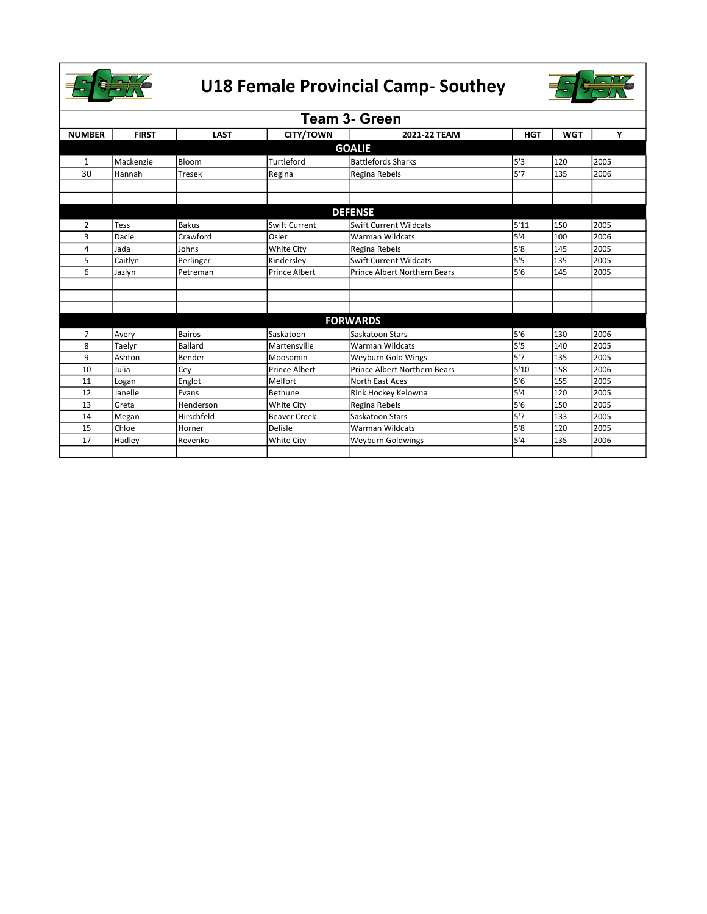# U18 Female Provincial Camp- Southey

## Team 3- Green

| NUMBER | FIRST | LAST | CITY/TOWN | 2021-22 TEAM | HGT | WGT | Y |
|---|---|---|---|---|---|---|---|
| **GOALIE** | | | | | | | |
| 1 | Mackenzie | Bloom | Turtleford | Battlefords Sharks | 5'3 | 120 | 2005 |
| 30 | Hannah | Tresek | Regina | Regina Rebels | 5'7 | 135 | 2006 |
| | | | | | | | |
| | | | | | | | |
| **DEFENSE** | | | | | | | |
| 2 | Tess | Bakus | Swift Current | Swift Current Wildcats | 5'11 | 150 | 2005 |
| 3 | Dacie | Crawford | Osler | Warman Wildcats | 5'4 | 100 | 2006 |
| 4 | Jada | Johns | White City | Regina Rebels | 5'8 | 145 | 2005 |
| 5 | Caitlyn | Perlinger | Kindersley | Swift Current Wildcats | 5'5 | 135 | 2005 |
| 6 | Jazlyn | Petreman | Prince Albert | Prince Albert Northern Bears | 5'6 | 145 | 2005 |
| | | | | | | | |
| | | | | | | | |
| | | | | | | | |
| **FORWARDS** | | | | | | | |
| 7 | Avery | Bairos | Saskatoon | Saskatoon Stars | 5'6 | 130 | 2006 |
| 8 | Taelyr | Ballard | Martensville | Warman Wildcats | 5'5 | 140 | 2005 |
| 9 | Ashton | Bender | Moosomin | Weyburn Gold Wings | 5'7 | 135 | 2005 |
| 10 | Julia | Cey | Prince Albert | Prince Albert Northern Bears | 5'10 | 158 | 2006 |
| 11 | Logan | Englot | Melfort | North East Aces | 5'6 | 155 | 2005 |
| 12 | Janelle | Evans | Bethune | Rink Hockey Kelowna | 5'4 | 120 | 2005 |
| 13 | Greta | Henderson | White City | Regina Rebels | 5'6 | 150 | 2005 |
| 14 | Megan | Hirschfeld | Beaver Creek | Saskatoon Stars | 5'7 | 133 | 2005 |
| 15 | Chloe | Horner | Delisle | Warman Wildcats | 5'8 | 120 | 2005 |
| 17 | Hadley | Revenko | White City | Weyburn Goldwings | 5'4 | 135 | 2006 |
| | | | | | | | |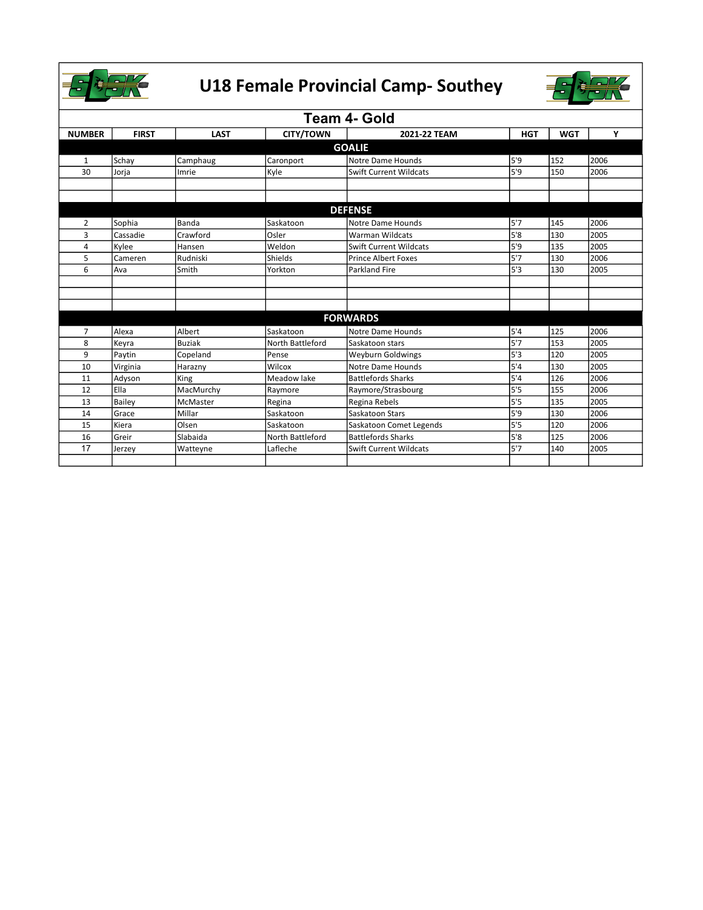# U18 Female Provincial Camp- Southey

## Team 4- Gold

| NUMBER | FIRST | LAST | CITY/TOWN | 2021-22 TEAM | HGT | WGT | Y |
|---|---|---|---|---|---|---|---|
| **GOALIE** | | | | | | | |
| 1 | Schay | Camphaug | Caronport | Notre Dame Hounds | 5'9 | 152 | 2006 |
| 30 | Jorja | Imrie | Kyle | Swift Current Wildcats | 5'9 | 150 | 2006 |
| | | | | | | | |
| | | | | | | | |
| **DEFENSE** | | | | | | | |
| 2 | Sophia | Banda | Saskatoon | Notre Dame Hounds | 5'7 | 145 | 2006 |
| 3 | Cassadie | Crawford | Osler | Warman Wildcats | 5'8 | 130 | 2005 |
| 4 | Kylee | Hansen | Weldon | Swift Current Wildcats | 5'9 | 135 | 2005 |
| 5 | Cameren | Rudniski | Shields | Prince Albert Foxes | 5'7 | 130 | 2006 |
| 6 | Ava | Smith | Yorkton | Parkland Fire | 5'3 | 130 | 2005 |
| | | | | | | | |
| | | | | | | | |
| | | | | | | | |
| **FORWARDS** | | | | | | | |
| 7 | Alexa | Albert | Saskatoon | Notre Dame Hounds | 5'4 | 125 | 2006 |
| 8 | Keyra | Buziak | North Battleford | Saskatoon stars | 5'7 | 153 | 2005 |
| 9 | Paytin | Copeland | Pense | Weyburn Goldwings | 5'3 | 120 | 2005 |
| 10 | Virginia | Harazny | Wilcox | Notre Dame Hounds | 5'4 | 130 | 2005 |
| 11 | Adyson | King | Meadow lake | Battlefords Sharks | 5'4 | 126 | 2006 |
| 12 | Ella | MacMurchy | Raymore | Raymore/Strasbourg | 5'5 | 155 | 2006 |
| 13 | Bailey | McMaster | Regina | Regina Rebels | 5'5 | 135 | 2005 |
| 14 | Grace | Millar | Saskatoon | Saskatoon Stars | 5'9 | 130 | 2006 |
| 15 | Kiera | Olsen | Saskatoon | Saskatoon Comet Legends | 5'5 | 120 | 2006 |
| 16 | Greir | Slabaida | North Battleford | Battlefords Sharks | 5'8 | 125 | 2006 |
| 17 | Jerzey | Watteyne | Lafleche | Swift Current Wildcats | 5'7 | 140 | 2005 |
| | | | | | | | |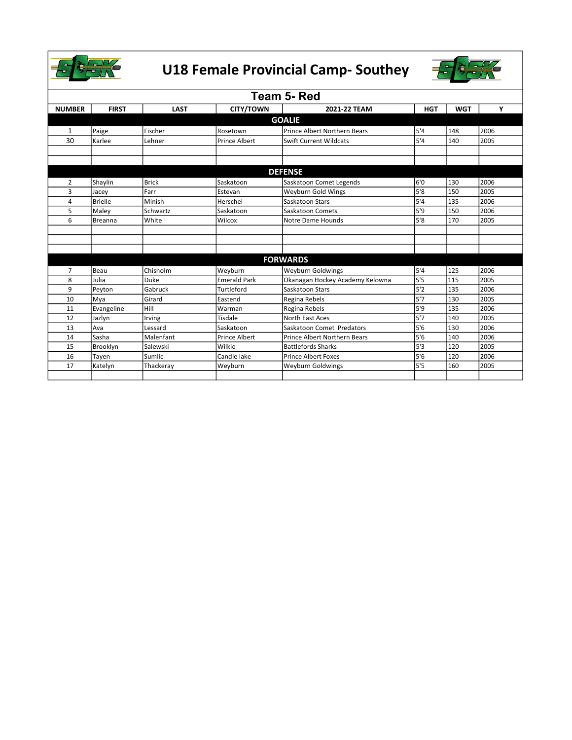# U18 Female Provincial Camp- Southey

## Team 5- Red

| NUMBER | FIRST | LAST | CITY/TOWN | 2021-22 TEAM | HGT | WGT | Y |
|---|---|---|---|---|---|---|---|
| **GOALIE** | | | | | | | |
| 1 | Paige | Fischer | Rosetown | Prince Albert Northern Bears | 5'4 | 148 | 2006 |
| 30 | Karlee | Lehner | Prince Albert | Swift Current Wildcats | 5'4 | 140 | 2005 |
| | | | | | | | |
| | | | | | | | |
| **DEFENSE** | | | | | | | |
| 2 | Shaylin | Brick | Saskatoon | Saskatoon Comet Legends | 6'0 | 130 | 2006 |
| 3 | Jacey | Farr | Estevan | Weyburn Gold Wings | 5'8 | 150 | 2005 |
| 4 | Brielle | Minish | Herschel | Saskatoon Stars | 5'4 | 135 | 2006 |
| 5 | Maley | Schwartz | Saskatoon | Saskatoon Comets | 5'9 | 150 | 2006 |
| 6 | Breanna | White | Wilcox | Notre Dame Hounds | 5'8 | 170 | 2005 |
| | | | | | | | |
| | | | | | | | |
| | | | | | | | |
| **FORWARDS** | | | | | | | |
| 7 | Beau | Chisholm | Weyburn | Weyburn Goldwings | 5'4 | 125 | 2006 |
| 8 | Julia | Duke | Emerald Park | Okanagan Hockey Academy Kelowna | 5'5 | 115 | 2005 |
| 9 | Peyton | Gabruck | Turtleford | Saskatoon Stars | 5'2 | 135 | 2006 |
| 10 | Mya | Girard | Eastend | Regina Rebels | 5'7 | 130 | 2005 |
| 11 | Evangeline | Hill | Warman | Regina Rebels | 5'9 | 135 | 2006 |
| 12 | Jazlyn | Irving | Tisdale | North East Aces | 5'7 | 140 | 2005 |
| 13 | Ava | Lessard | Saskatoon | Saskatoon Comet Predators | 5'6 | 130 | 2006 |
| 14 | Sasha | Malenfant | Prince Albert | Prince Albert Northern Bears | 5'6 | 140 | 2006 |
| 15 | Brooklyn | Salewski | Wilkie | Battlefords Sharks | 5'3 | 120 | 2005 |
| 16 | Tayen | Sumlic | Candle lake | Prince Albert Foxes | 5'6 | 120 | 2006 |
| 17 | Katelyn | Thackeray | Weyburn | Weyburn Goldwings | 5'5 | 160 | 2005 |
| | | | | | | | |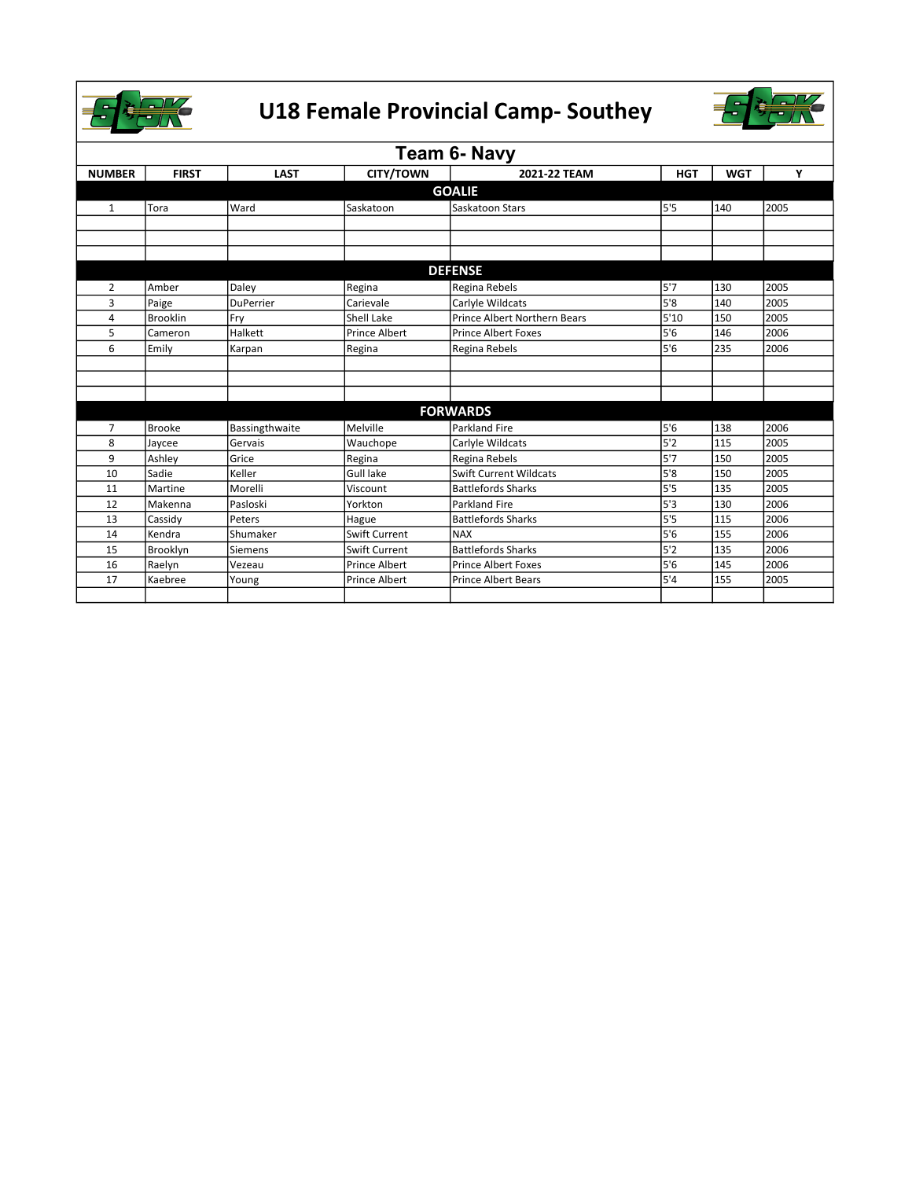# U18 Female Provincial Camp- Southey

## Team 6- Navy

| NUMBER | FIRST | LAST | CITY/TOWN | 2021-22 TEAM | HGT | WGT | Y |
|---|---|---|---|---|---|---|---|
| **GOALIE** | | | | | | | |
| 1 | Tora | Ward | Saskatoon | Saskatoon Stars | 5'5 | 140 | 2005 |
| | | | | | | | |
| | | | | | | | |
| | | | | | | | |
| **DEFENSE** | | | | | | | |
| 2 | Amber | Daley | Regina | Regina Rebels | 5'7 | 130 | 2005 |
| 3 | Paige | DuPerrier | Carievale | Carlyle Wildcats | 5'8 | 140 | 2005 |
| 4 | Brooklin | Fry | Shell Lake | Prince Albert Northern Bears | 5'10 | 150 | 2005 |
| 5 | Cameron | Halkett | Prince Albert | Prince Albert Foxes | 5'6 | 146 | 2006 |
| 6 | Emily | Karpan | Regina | Regina Rebels | 5'6 | 235 | 2006 |
| | | | | | | | |
| | | | | | | | |
| | | | | | | | |
| **FORWARDS** | | | | | | | |
| 7 | Brooke | Bassingthwaite | Melville | Parkland Fire | 5'6 | 138 | 2006 |
| 8 | Jaycee | Gervais | Wauchope | Carlyle Wildcats | 5'2 | 115 | 2005 |
| 9 | Ashley | Grice | Regina | Regina Rebels | 5'7 | 150 | 2005 |
| 10 | Sadie | Keller | Gull lake | Swift Current Wildcats | 5'8 | 150 | 2005 |
| 11 | Martine | Morelli | Viscount | Battlefords Sharks | 5'5 | 135 | 2005 |
| 12 | Makenna | Pasloski | Yorkton | Parkland Fire | 5'3 | 130 | 2006 |
| 13 | Cassidy | Peters | Hague | Battlefords Sharks | 5'5 | 115 | 2006 |
| 14 | Kendra | Shumaker | Swift Current | NAX | 5'6 | 155 | 2006 |
| 15 | Brooklyn | Siemens | Swift Current | Battlefords Sharks | 5'2 | 135 | 2006 |
| 16 | Raelyn | Vezeau | Prince Albert | Prince Albert Foxes | 5'6 | 145 | 2006 |
| 17 | Kaebree | Young | Prince Albert | Prince Albert Bears | 5'4 | 155 | 2005 |
| | | | | | | | |